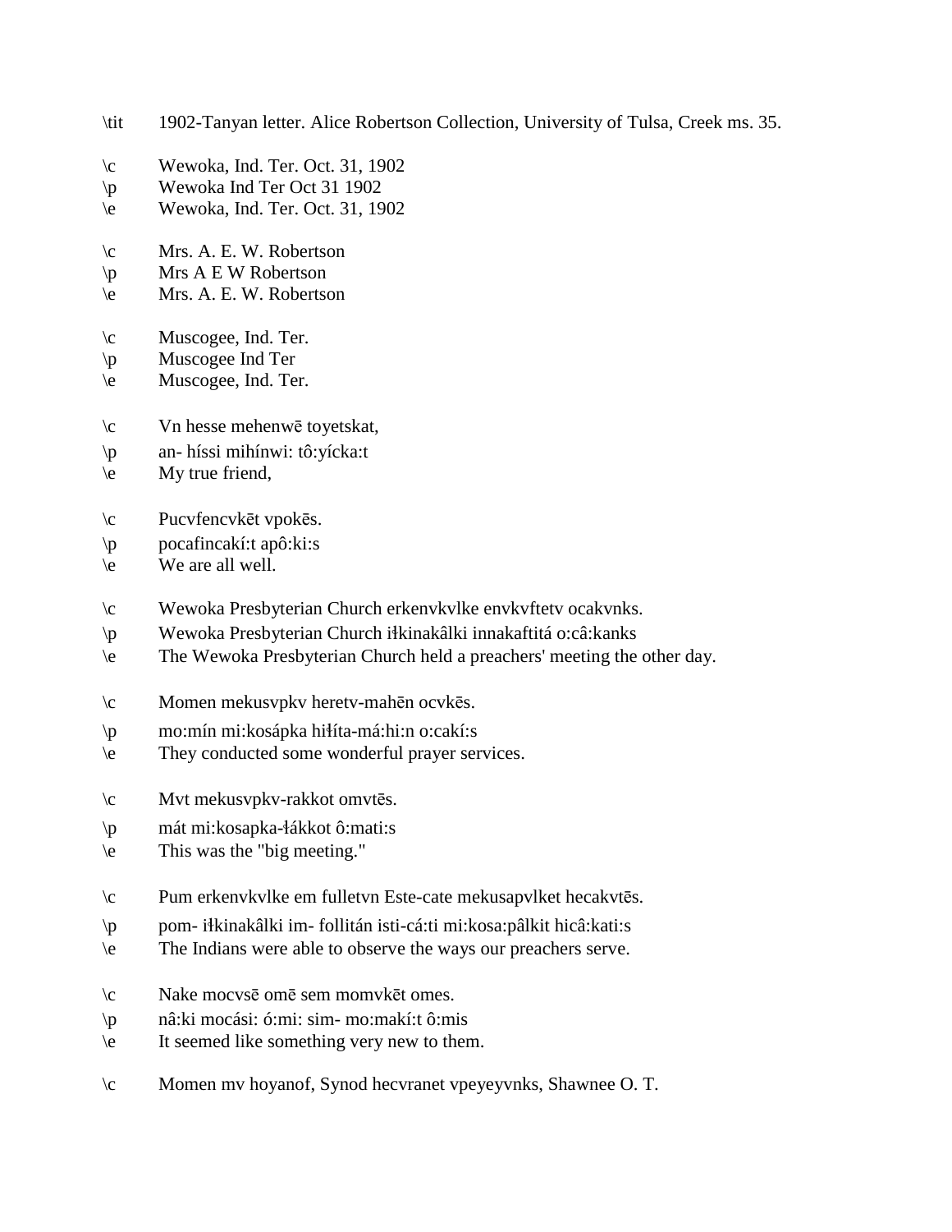\tit	1902-Tanyan letter. Alice Robertson Collection, University of Tulsa, Creek ms. 35.

\c	Wewoka, Ind. Ter. Oct. 31, 1902
\p	Wewoka Ind Ter Oct 31 1902
\e	Wewoka, Ind. Ter. Oct. 31, 1902

\c	Mrs. A. E. W. Robertson
\p	Mrs A E W Robertson
\e	Mrs. A. E. W. Robertson

\c	Muscogee, Ind. Ter.
\p	Muscogee Ind Ter
\e	Muscogee, Ind. Ter.

\c	Vn hesse mehenwē toyetskat,
\p	an- híssi mihínwi: tô:yícka:t
\e	My true friend,

\c	Pucvfencvkēt vpokēs.
\p	pocafincakí:t apô:ki:s
\e	We are all well.

\c	Wewoka Presbyterian Church erkenvkvlke envkvftetv ocakvnks.
\p	Wewoka Presbyterian Church iłkinakâlki innakaftitá o:câ:kanks
\e	The Wewoka Presbyterian Church held a preachers' meeting the other day.

\c	Momen mekusvpkv heretv-mahēn ocvkēs.
\p	mo:mín mi:kosápka hiłíta-má:hi:n o:cakí:s
\e	They conducted some wonderful prayer services.

\c	Mvt mekusvpkv-rakkot omvtēs.
\p	mát mi:kosapka-łákkot ô:mati:s
\e	This was the "big meeting."

\c	Pum erkenvkvlke em fulletvn Este-cate mekusapvlket hecakvtēs.
\p	pom- iłkinakâlki im- follitán isti-cá:ti mi:kosa:pâlkit hicâ:kati:s
\e	The Indians were able to observe the ways our preachers serve.

\c	Nake mocvsē omē sem momvkēt omes.
\p	nâ:ki mocási: ó:mi: sim- mo:makí:t ô:mis
\e	It seemed like something very new to them.

\c	Momen mv hoyanof, Synod hecvranet vpeyeyvnks, Shawnee O. T.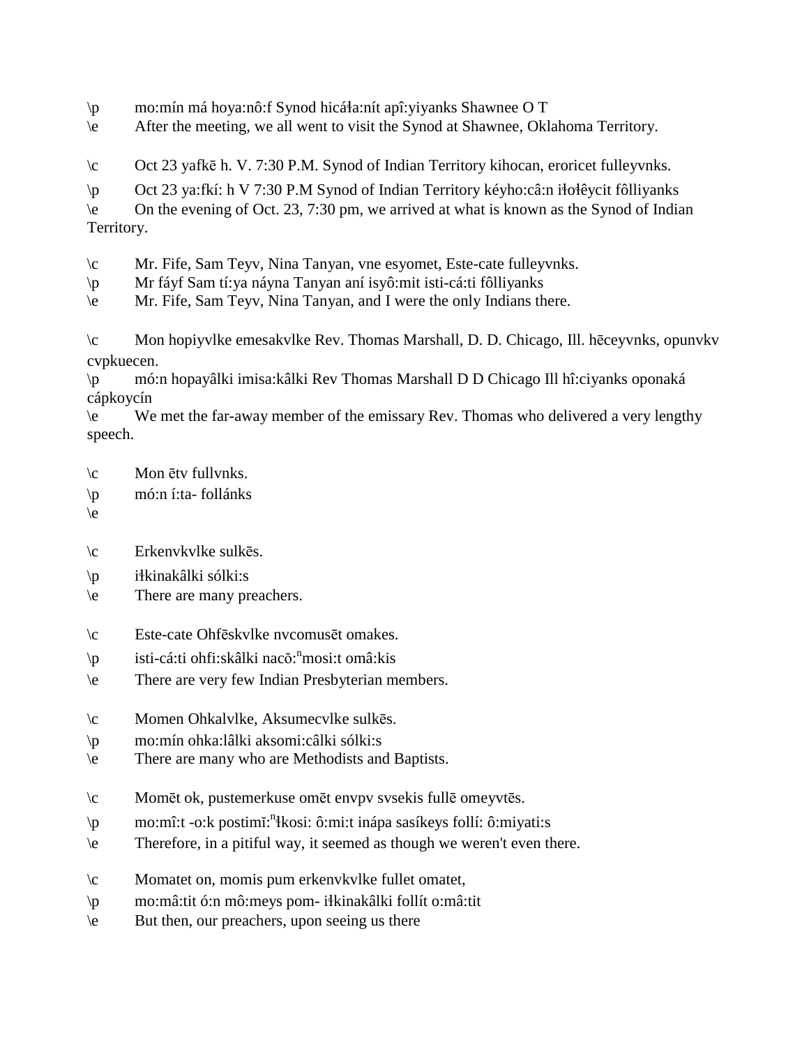\p	mo:mín má hoya:nô:f Synod hicáɬa:nít apî:yiyanks Shawnee O T

\e	After the meeting, we all went to visit the Synod at Shawnee, Oklahoma Territory.

\c	Oct 23 yafkē h. V. 7:30 P.M. Synod of Indian Territory kihocan, eroricet fulleyvnks.

\p	Oct 23 ya:fkí: h V 7:30 P.M Synod of Indian Territory kéyho:câ:n iɬoɬêycit fôlliyanks

\e	On the evening of Oct. 23, 7:30 pm, we arrived at what is known as the Synod of Indian Territory.

\c	Mr. Fife, Sam Teyv, Nina Tanyan, vne esyomet, Este-cate fulleyvnks.

\p	Mr fáyf Sam tí:ya náyna Tanyan aní isyô:mit isti-cá:ti fôlliyanks

\e	Mr. Fife, Sam Teyv, Nina Tanyan, and I were the only Indians there.

\c	Mon hopiyvlke emesakvlke Rev. Thomas Marshall, D. D. Chicago, Ill. hēceyvnks, opunvkv cvpkuecen.

\p	mó:n hopayâlki imisa:kâlki Rev Thomas Marshall D D Chicago Ill hî:ciyanks oponaká cápkoycín

\e	We met the far-away member of the emissary Rev. Thomas who delivered a very lengthy speech.

\c	Mon ētv fullvnks.

\p	mó:n í:ta- follánks

\e

\c	Erkenvkvlke sulkēs.

\p	iɬkinakâlki sólki:s

\e	There are many preachers.

\c	Este-cate Ohfēskvlke nvcomusēt omakes.

\p	isti-cá:ti ohfi:skâlki nacŏ:ⁿmosi:t omâ:kis

\e	There are very few Indian Presbyterian members.

\c	Momen Ohkalvlke, Aksumecvlke sulkēs.

\p	mo:mín ohka:lâlki aksomi:câlki sólki:s

\e	There are many who are Methodists and Baptists.

\c	Momēt ok, pustemerkuse omēt envpv svsekis fullē omeyvtēs.

\p	mo:mî:t -o:k postimĭ:ⁿɬkosi: ô:mi:t inápa sasíkeys follí: ô:miyati:s

\e	Therefore, in a pitiful way, it seemed as though we weren't even there.

\c	Momatet on, momis pum erkenvkvlke fullet omatet,

\p	mo:mâ:tit ó:n mô:meys pom- iɬkinakâlki follít o:mâ:tit

\e	But then, our preachers, upon seeing us there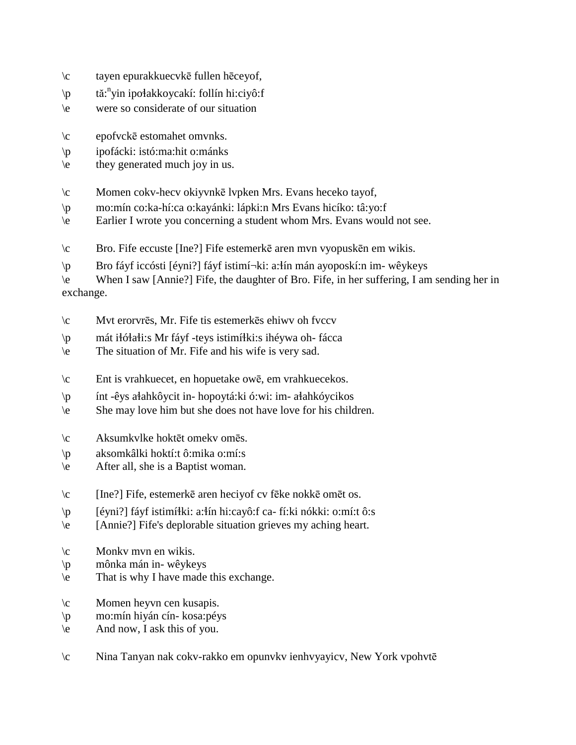\c	tayen epurakkuecvkē fullen hēceyof,

\p	tă:ⁿyin ipołakkoycakí: follín hi:ciyô:f

\e	were so considerate of our situation

\c	epofvckē estomahet omvnks.

\p	ipofácki: istó:ma:hit o:mánks

\e	they generated much joy in us.

\c	Momen cokv-hecv okiyvnkē lvpken Mrs. Evans heceko tayof,

\p	mo:mín co:ka-hí:ca o:kayánki: lápki:n Mrs Evans hicíko: tâ:yo:f

\e	Earlier I wrote you concerning a student whom Mrs. Evans would not see.

\c	Bro. Fife eccuste [Ine?] Fife estemerkē aren mvn vyopuskēn em wikis.

\p	Bro fáyf iccósti [éyni?] fáyf istimí¬ki: a:łín mán ayoposkí:n im- wêykeys

\e	When I saw [Annie?] Fife, the daughter of Bro. Fife, in her suffering, I am sending her in exchange.

\c	Mvt erorvrēs, Mr. Fife tis estemerkēs ehiwv oh fvccv

\p	mát iłółałi:s Mr fáyf -teys istimíłki:s ihéywa oh- fácca

\e	The situation of Mr. Fife and his wife is very sad.

\c	Ent is vrahkuecet, en hopuetake owē, em vrahkuecekos.

\p	ínt -êys ałahkôycit in- hopoytá:ki ó:wi: im- ałahkóycikos

\e	She may love him but she does not have love for his children.

\c	Aksumkvlke hoktēt omekv omēs.

\p	aksomkâlki hoktí:t ô:mika o:mí:s

\e	After all, she is a Baptist woman.

\c	[Ine?] Fife, estemerkē aren heciyof cv fēke nokkē omēt os.

\p	[éyni?] fáyf istimíłki: a:łín hi:cayô:f ca- fí:ki nókki: o:mí:t ô:s

\e	[Annie?] Fife's deplorable situation grieves my aching heart.

\c	Monkv mvn en wikis.

\p	mônka mán in- wêykeys

\e	That is why I have made this exchange.

\c	Momen heyvn cen kusapis.

\p	mo:mín hiyán cín- kosa:péys

\e	And now, I ask this of you.

\c	Nina Tanyan nak cokv-rakko em opunvkv ienhvyayicv, New York vpohvtē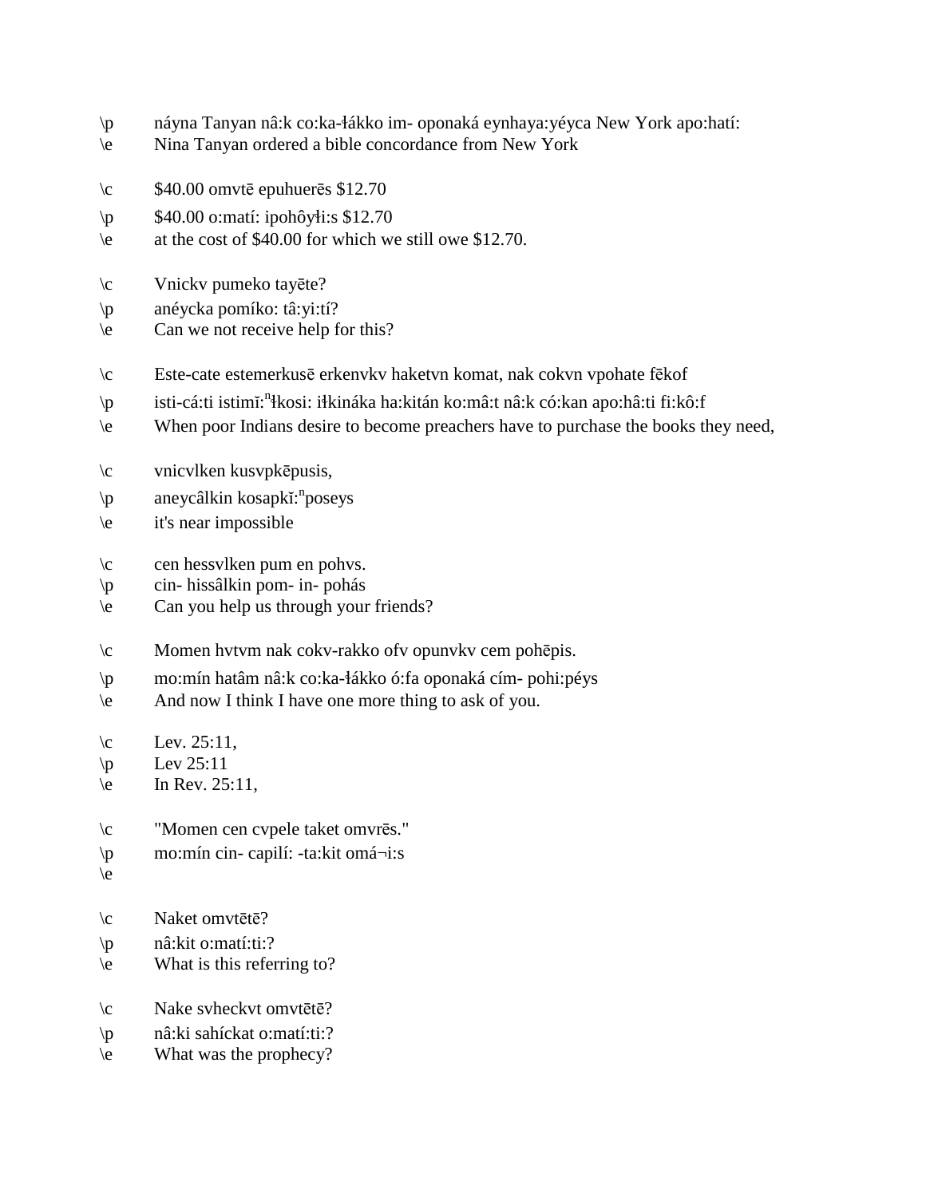\p náyna Tanyan nâ:k co:ka-łákko im- oponaká eynhaya:yéyca New York apo:hatí:
\e Nina Tanyan ordered a bible concordance from New York

\c $40.00 omvtē epuhuerēs $12.70
\p $40.00 o:matí: ipohôyłi:s $12.70
\e at the cost of $40.00 for which we still owe $12.70.

\c Vnickv pumeko tayēte?
\p anéycka pomíko: tâ:yi:tí?
\e Can we not receive help for this?

\c Este-cate estemerkusē erkenvkv haketvn komat, nak cokvn vpohate fēkof
\p isti-cá:ti istimĭ:$^{n}$łkosi: iłkináka ha:kitán ko:mâ:t nâ:k có:kan apo:hâ:ti fi:kô:f
\e When poor Indians desire to become preachers have to purchase the books they need,

\c vnicvlken kusvpkēpusis,
\p aneycâlkin kosapkĭ:$^{n}$poseys
\e it's near impossible

\c cen hessvlken pum en pohvs.
\p cin- hissâlkin pom- in- pohás
\e Can you help us through your friends?

\c Momen hvtvm nak cokv-rakko ofv opunvkv cem pohēpis.
\p mo:mín hatâm nâ:k co:ka-łákko ó:fa oponaká cím- pohi:péys
\e And now I think I have one more thing to ask of you.

\c Lev. 25:11,
\p Lev 25:11
\e In Rev. 25:11,

\c "Momen cen cvpele taket omvrēs."
\p mo:mín cin- capilí: -ta:kit omá¬i:s
\e

\c Naket omvtētē?
\p nâ:kit o:matí:ti:?
\e What is this referring to?

\c Nake svheckvt omvtētē?
\p nâ:ki sahíckat o:matí:ti:?
\e What was the prophecy?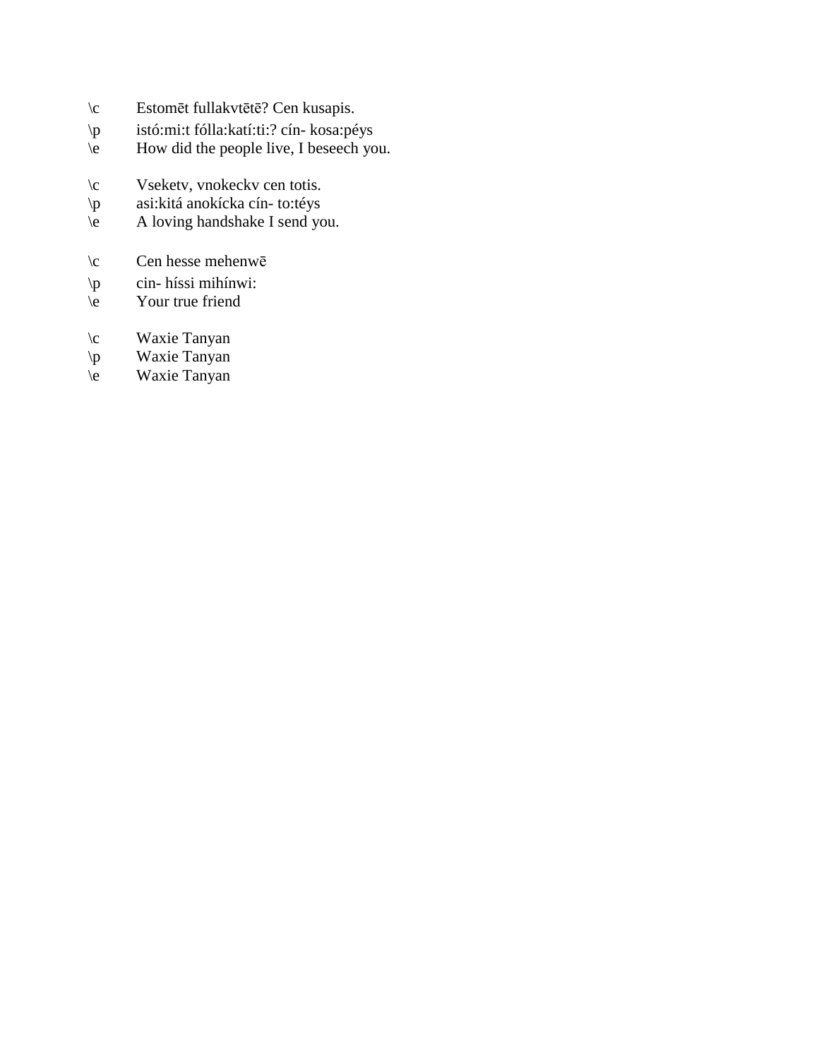\c Estomēt fullakvtētē? Cen kusapis.
\p istó:mi:t fólla:katí:ti:? cín- kosa:péys
\e How did the people live, I beseech you.

\c Vseketv, vnokeckv cen totis.
\p asi:kitá anokícka cín- to:téys
\e A loving handshake I send you.

\c Cen hesse mehenwē
\p cin- híssi mihínwi:
\e Your true friend

\c Waxie Tanyan
\p Waxie Tanyan
\e Waxie Tanyan